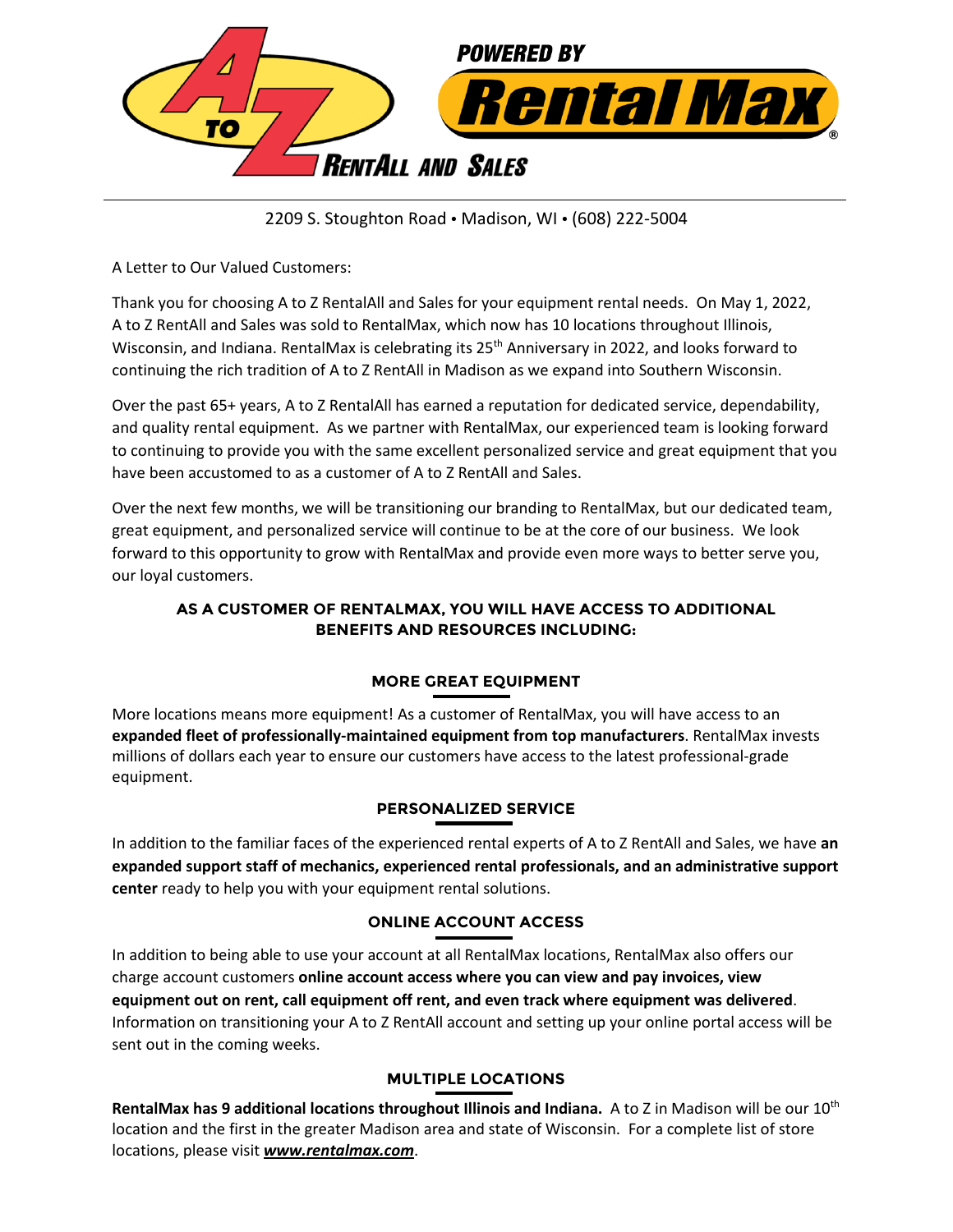A to Z RentAll and Sales

POWERED BY RentalMax®

2209 S. Stoughton Road • Madison, WI • (608) 222-5004

A Letter to Our Valued Customers:

Thank you for choosing A to Z RentalAll and Sales for your equipment rental needs. On May 1, 2022, A to Z RentAll and Sales was sold to RentalMax, which now has 10 locations throughout Illinois, Wisconsin, and Indiana. RentalMax is celebrating its 25th Anniversary in 2022, and looks forward to continuing the rich tradition of A to Z RentAll in Madison as we expand into Southern Wisconsin.

Over the past 65+ years, A to Z RentalAll has earned a reputation for dedicated service, dependability, and quality rental equipment. As we partner with RentalMax, our experienced team is looking forward to continuing to provide you with the same excellent personalized service and great equipment that you have been accustomed to as a customer of A to Z RentAll and Sales.

Over the next few months, we will be transitioning our branding to RentalMax, but our dedicated team, great equipment, and personalized service will continue to be at the core of our business. We look forward to this opportunity to grow with RentalMax and provide even more ways to better serve you, our loyal customers.

## AS A CUSTOMER OF RENTALMAX, YOU WILL HAVE ACCESS TO ADDITIONAL BENEFITS AND RESOURCES INCLUDING:

### MORE GREAT EQUIPMENT

More locations means more equipment! As a customer of RentalMax, you will have access to an **expanded fleet of professionally-maintained equipment from top manufacturers**. RentalMax invests millions of dollars each year to ensure our customers have access to the latest professional-grade equipment.

### PERSONALIZED SERVICE

In addition to the familiar faces of the experienced rental experts of A to Z RentAll and Sales, we have **an expanded support staff of mechanics, experienced rental professionals, and an administrative support center** ready to help you with your equipment rental solutions.

### ONLINE ACCOUNT ACCESS

In addition to being able to use your account at all RentalMax locations, RentalMax also offers our charge account customers **online account access where you can view and pay invoices, view equipment out on rent, call equipment off rent, and even track where equipment was delivered**. Information on transitioning your A to Z RentAll account and setting up your online portal access will be sent out in the coming weeks.

### MULTIPLE LOCATIONS

**RentalMax has 9 additional locations throughout Illinois and Indiana.** A to Z in Madison will be our 10th location and the first in the greater Madison area and state of Wisconsin. For a complete list of store locations, please visit ***www.rentalmax.com***.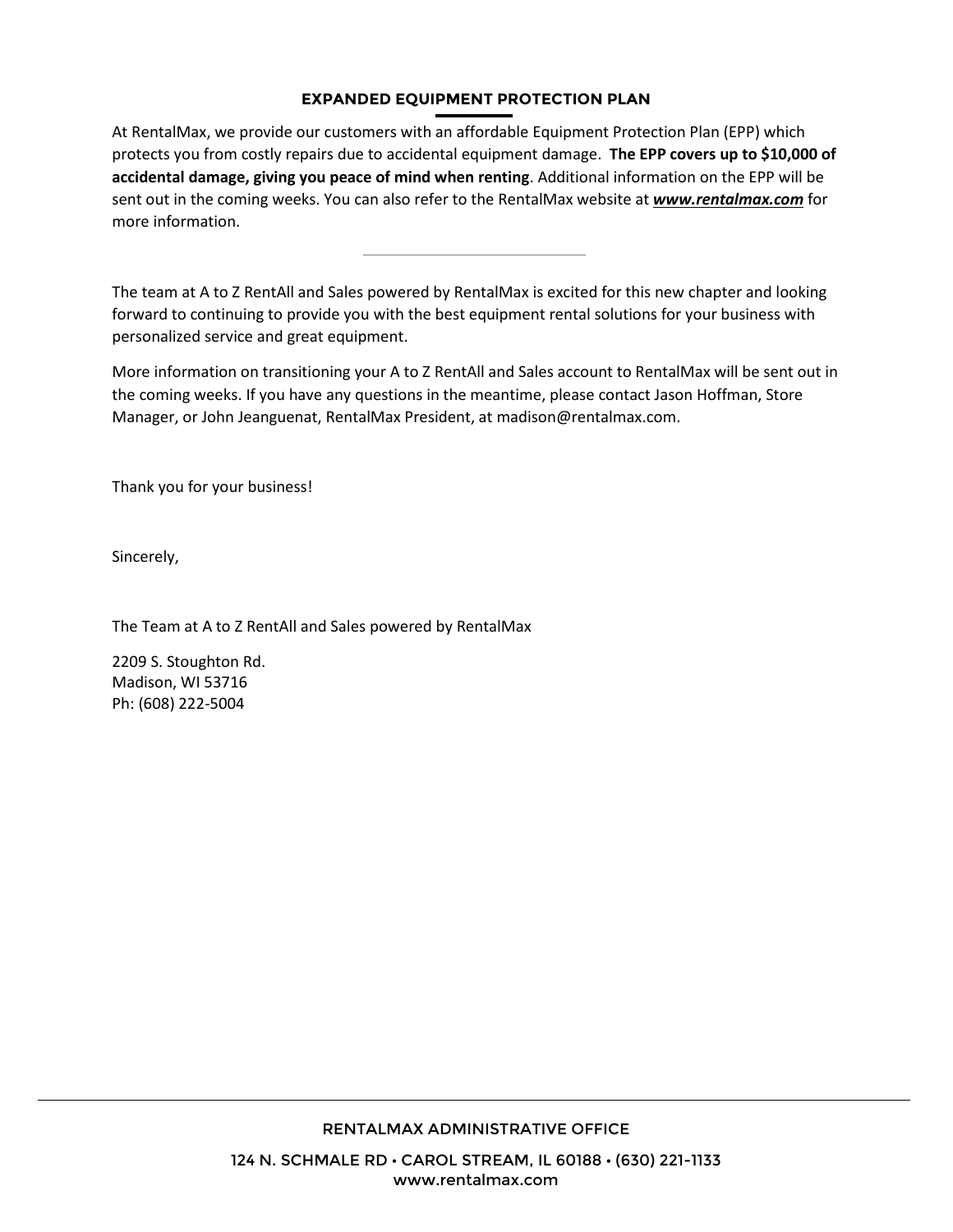## EXPANDED EQUIPMENT PROTECTION PLAN

At RentalMax, we provide our customers with an affordable Equipment Protection Plan (EPP) which protects you from costly repairs due to accidental equipment damage. **The EPP covers up to $10,000 of accidental damage, giving you peace of mind when renting**. Additional information on the EPP will be sent out in the coming weeks. You can also refer to the RentalMax website at ***www.rentalmax.com*** for more information.

---

The team at A to Z RentAll and Sales powered by RentalMax is excited for this new chapter and looking forward to continuing to provide you with the best equipment rental solutions for your business with personalized service and great equipment.

More information on transitioning your A to Z RentAll and Sales account to RentalMax will be sent out in the coming weeks. If you have any questions in the meantime, please contact Jason Hoffman, Store Manager, or John Jeanguenat, RentalMax President, at madison@rentalmax.com.

Thank you for your business!

Sincerely,

The Team at A to Z RentAll and Sales powered by RentalMax

2209 S. Stoughton Rd.
Madison, WI 53716
Ph: (608) 222-5004

RENTALMAX ADMINISTRATIVE OFFICE

124 N. SCHMALE RD • CAROL STREAM, IL 60188 • (630) 221-1133
www.rentalmax.com